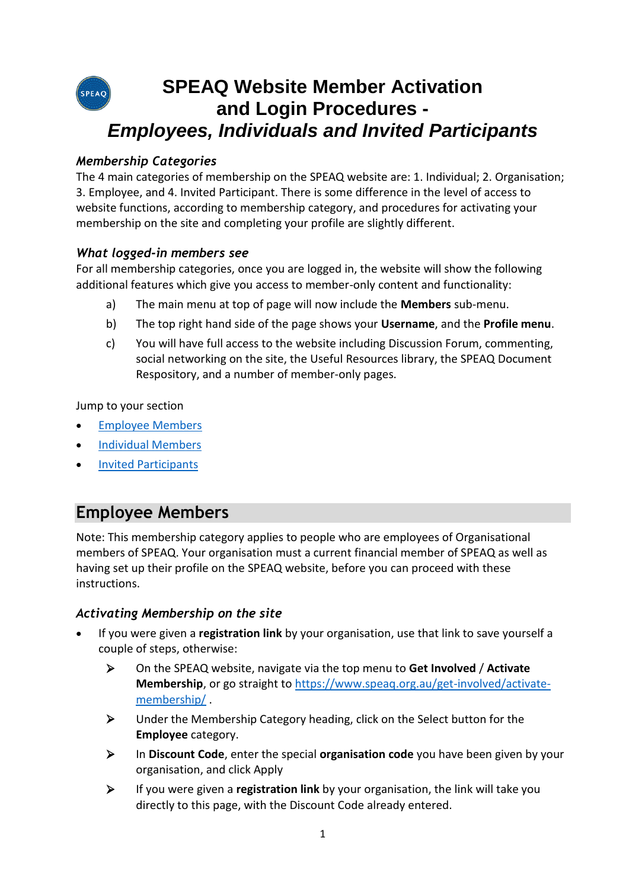# SPEAQ Website Member Activation and Login Procedures - *Employees, Individuals and Invited Participants*

### *Membership Categories*

The 4 main categories of membership on the SPEAQ website are: 1. Individual; 2. Organisation; 3. Employee, and 4. Invited Participant. There is some difference in the level of access to website functions, according to membership category, and procedures for activating your membership on the site and completing your profile are slightly different.

### *What logged-in members see*

For all membership categories, once you are logged in, the website will show the following additional features which give you access to member-only content and functionality:

a) The main menu at top of page will now include the **Members** sub-menu.

b) The top right hand side of the page shows your **Username**, and the **Profile menu**.

c) You will have full access to the website including Discussion Forum, commenting, social networking on the site, the Useful Resources library, the SPEAQ Document Respository, and a number of member-only pages.

Jump to your section

- Employee Members
- Individual Members
- Invited Participants

## Employee Members

Note: This membership category applies to people who are employees of Organisational members of SPEAQ. Your organisation must a current financial member of SPEAQ as well as having set up their profile on the SPEAQ website, before you can proceed with these instructions.

### *Activating Membership on the site*

- If you were given a **registration link** by your organisation, use that link to save yourself a couple of steps, otherwise:
  - On the SPEAQ website, navigate via the top menu to **Get Involved** / **Activate Membership**, or go straight to https://www.speaq.org.au/get-involved/activate-membership/ .
  - Under the Membership Category heading, click on the Select button for the **Employee** category.
  - In **Discount Code**, enter the special **organisation code** you have been given by your organisation, and click Apply
  - If you were given a **registration link** by your organisation, the link will take you directly to this page, with the Discount Code already entered.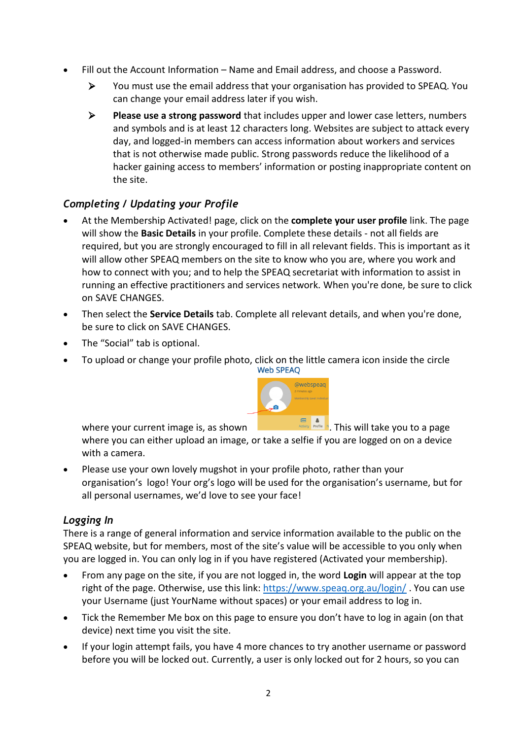- Fill out the Account Information – Name and Email address, and choose a Password.
    - You must use the email address that your organisation has provided to SPEAQ. You can change your email address later if you wish.
    - **Please use a strong password** that includes upper and lower case letters, numbers and symbols and is at least 12 characters long. Websites are subject to attack every day, and logged-in members can access information about workers and services that is not otherwise made public. Strong passwords reduce the likelihood of a hacker gaining access to members' information or posting inappropriate content on the site.

### *Completing / Updating your Profile*

- At the Membership Activated! page, click on the **complete your user profile** link. The page will show the **Basic Details** in your profile. Complete these details - not all fields are required, but you are strongly encouraged to fill in all relevant fields. This is important as it will allow other SPEAQ members on the site to know who you are, where you work and how to connect with you; and to help the SPEAQ secretariat with information to assist in running an effective practitioners and services network. When you're done, be sure to click on SAVE CHANGES.
- Then select the **Service Details** tab. Complete all relevant details, and when you're done, be sure to click on SAVE CHANGES.
- The "Social" tab is optional.
- To upload or change your profile photo, click on the little camera icon inside the circle where your current image is, as shown . This will take you to a page where you can either upload an image, or take a selfie if you are logged on on a device with a camera.
- Please use your own lovely mugshot in your profile photo, rather than your organisation's logo! Your org's logo will be used for the organisation's username, but for all personal usernames, we'd love to see your face!

### *Logging In*

There is a range of general information and service information available to the public on the SPEAQ website, but for members, most of the site's value will be accessible to you only when you are logged in. You can only log in if you have registered (Activated your membership).

- From any page on the site, if you are not logged in, the word **Login** will appear at the top right of the page. Otherwise, use this link: [https://www.speaq.org.au/login/](https://www.speaq.org.au/login/) . You can use your Username (just YourName without spaces) or your email address to log in.
- Tick the Remember Me box on this page to ensure you don't have to log in again (on that device) next time you visit the site.
- If your login attempt fails, you have 4 more chances to try another username or password before you will be locked out. Currently, a user is only locked out for 2 hours, so you can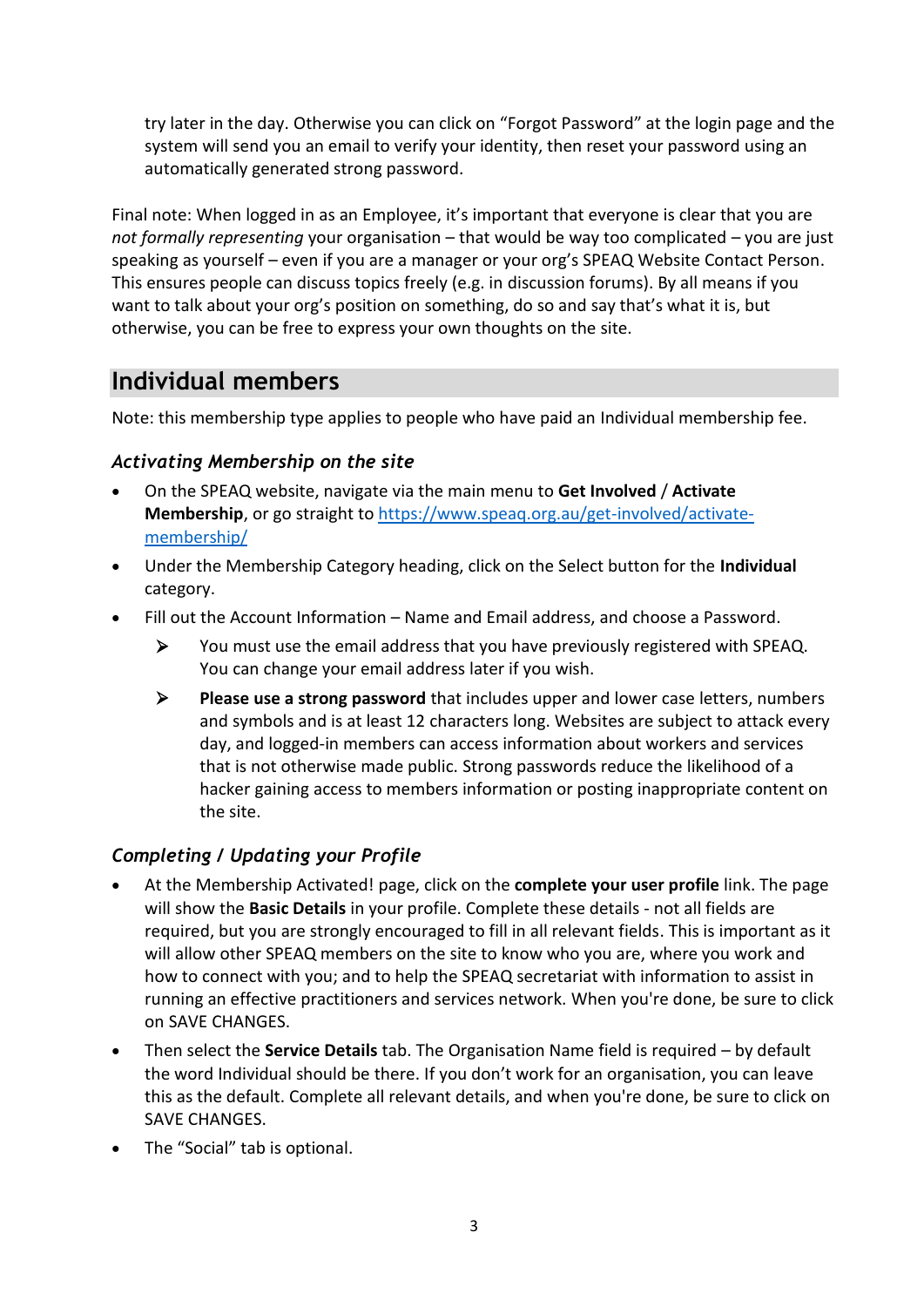try later in the day. Otherwise you can click on "Forgot Password" at the login page and the system will send you an email to verify your identity, then reset your password using an automatically generated strong password.

Final note: When logged in as an Employee, it's important that everyone is clear that you are *not formally representing* your organisation – that would be way too complicated – you are just speaking as yourself – even if you are a manager or your org's SPEAQ Website Contact Person. This ensures people can discuss topics freely (e.g. in discussion forums). By all means if you want to talk about your org's position on something, do so and say that's what it is, but otherwise, you can be free to express your own thoughts on the site.

## Individual members

Note: this membership type applies to people who have paid an Individual membership fee.

### *Activating Membership on the site*

- On the SPEAQ website, navigate via the main menu to **Get Involved** / **Activate Membership**, or go straight to [https://www.speaq.org.au/get-involved/activate-membership/](https://www.speaq.org.au/get-involved/activate-membership/)
- Under the Membership Category heading, click on the Select button for the **Individual** category.
- Fill out the Account Information – Name and Email address, and choose a Password.
  - You must use the email address that you have previously registered with SPEAQ. You can change your email address later if you wish.
  - **Please use a strong password** that includes upper and lower case letters, numbers and symbols and is at least 12 characters long. Websites are subject to attack every day, and logged-in members can access information about workers and services that is not otherwise made public. Strong passwords reduce the likelihood of a hacker gaining access to members information or posting inappropriate content on the site.

### *Completing / Updating your Profile*

- At the Membership Activated! page, click on the **complete your user profile** link. The page will show the **Basic Details** in your profile. Complete these details - not all fields are required, but you are strongly encouraged to fill in all relevant fields. This is important as it will allow other SPEAQ members on the site to know who you are, where you work and how to connect with you; and to help the SPEAQ secretariat with information to assist in running an effective practitioners and services network. When you're done, be sure to click on SAVE CHANGES.
- Then select the **Service Details** tab. The Organisation Name field is required – by default the word Individual should be there. If you don't work for an organisation, you can leave this as the default. Complete all relevant details, and when you're done, be sure to click on SAVE CHANGES.
- The "Social" tab is optional.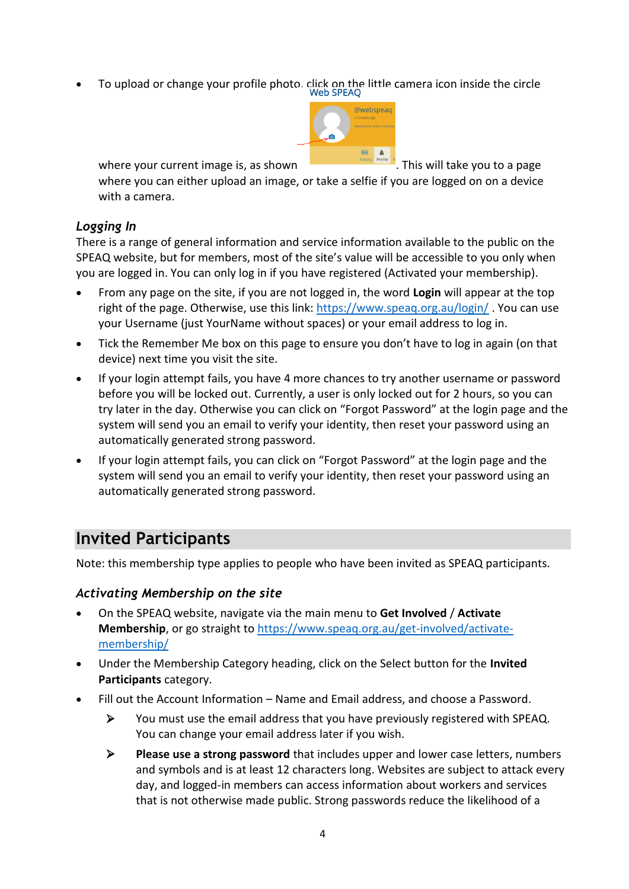- To upload or change your profile photo, click on the little camera icon inside the circle where your current image is, as shown . This will take you to a page where you can either upload an image, or take a selfie if you are logged on on a device with a camera.

### *Logging In*

There is a range of general information and service information available to the public on the SPEAQ website, but for members, most of the site's value will be accessible to you only when you are logged in. You can only log in if you have registered (Activated your membership).

- From any page on the site, if you are not logged in, the word **Login** will appear at the top right of the page. Otherwise, use this link: https://www.speaq.org.au/login/ . You can use your Username (just YourName without spaces) or your email address to log in.
- Tick the Remember Me box on this page to ensure you don't have to log in again (on that device) next time you visit the site.
- If your login attempt fails, you have 4 more chances to try another username or password before you will be locked out. Currently, a user is only locked out for 2 hours, so you can try later in the day. Otherwise you can click on "Forgot Password" at the login page and the system will send you an email to verify your identity, then reset your password using an automatically generated strong password.
- If your login attempt fails, you can click on "Forgot Password" at the login page and the system will send you an email to verify your identity, then reset your password using an automatically generated strong password.

## Invited Participants

Note: this membership type applies to people who have been invited as SPEAQ participants.

### *Activating Membership on the site*

- On the SPEAQ website, navigate via the main menu to **Get Involved** / **Activate Membership**, or go straight to https://www.speaq.org.au/get-involved/activate-membership/
- Under the Membership Category heading, click on the Select button for the **Invited Participants** category.
- Fill out the Account Information – Name and Email address, and choose a Password.
  - You must use the email address that you have previously registered with SPEAQ. You can change your email address later if you wish.
  - **Please use a strong password** that includes upper and lower case letters, numbers and symbols and is at least 12 characters long. Websites are subject to attack every day, and logged-in members can access information about workers and services that is not otherwise made public. Strong passwords reduce the likelihood of a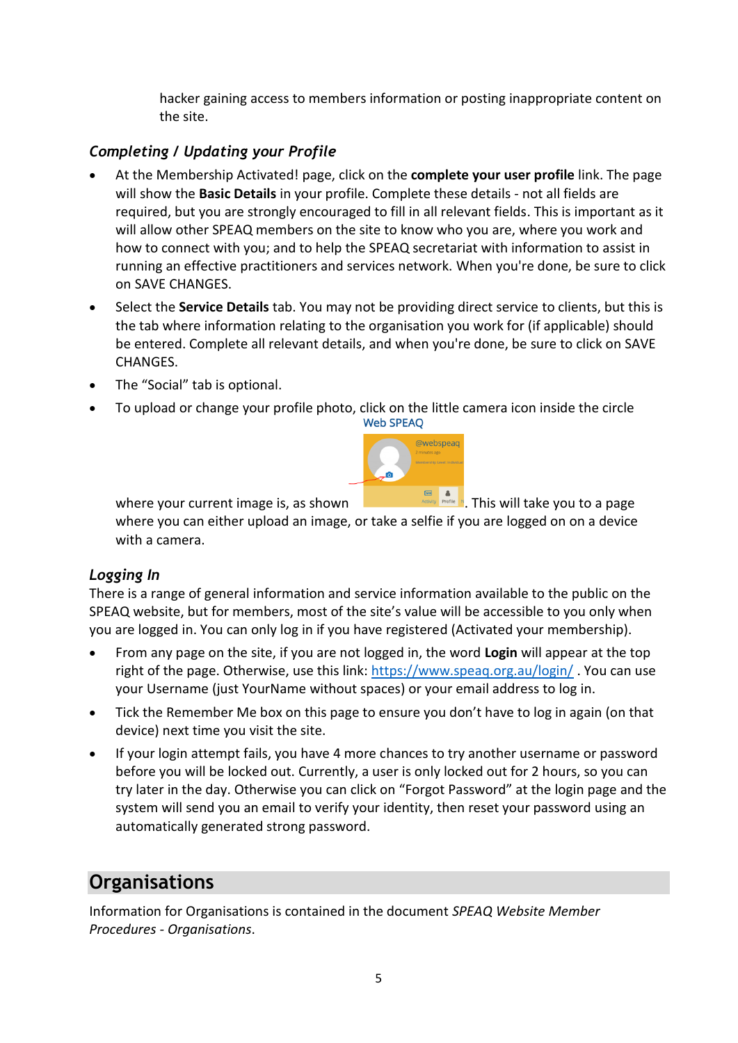hacker gaining access to members information or posting inappropriate content on the site.

### *Completing / Updating your Profile*

- At the Membership Activated! page, click on the **complete your user profile** link. The page will show the **Basic Details** in your profile. Complete these details - not all fields are required, but you are strongly encouraged to fill in all relevant fields. This is important as it will allow other SPEAQ members on the site to know who you are, where you work and how to connect with you; and to help the SPEAQ secretariat with information to assist in running an effective practitioners and services network. When you're done, be sure to click on SAVE CHANGES.
- Select the **Service Details** tab. You may not be providing direct service to clients, but this is the tab where information relating to the organisation you work for (if applicable) should be entered. Complete all relevant details, and when you're done, be sure to click on SAVE CHANGES.
- The "Social" tab is optional.
- To upload or change your profile photo, click on the little camera icon inside the circle where your current image is, as shown . This will take you to a page where you can either upload an image, or take a selfie if you are logged on on a device with a camera.

### *Logging In*

There is a range of general information and service information available to the public on the SPEAQ website, but for members, most of the site's value will be accessible to you only when you are logged in. You can only log in if you have registered (Activated your membership).

- From any page on the site, if you are not logged in, the word **Login** will appear at the top right of the page. Otherwise, use this link: https://www.speaq.org.au/login/ . You can use your Username (just YourName without spaces) or your email address to log in.
- Tick the Remember Me box on this page to ensure you don't have to log in again (on that device) next time you visit the site.
- If your login attempt fails, you have 4 more chances to try another username or password before you will be locked out. Currently, a user is only locked out for 2 hours, so you can try later in the day. Otherwise you can click on "Forgot Password" at the login page and the system will send you an email to verify your identity, then reset your password using an automatically generated strong password.

## Organisations

Information for Organisations is contained in the document *SPEAQ Website Member Procedures - Organisations*.